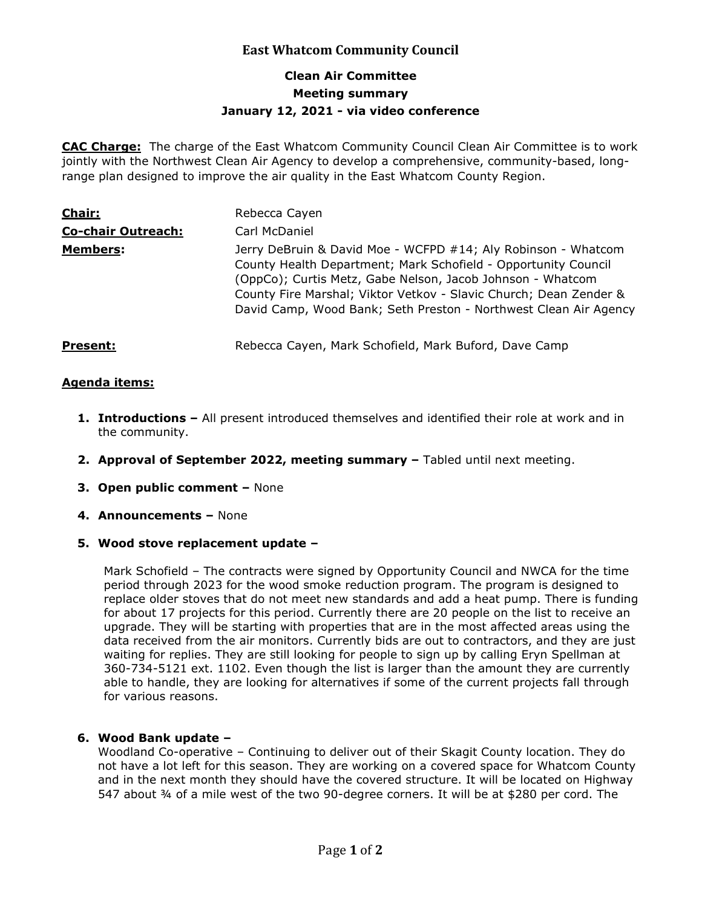# East Whatcom Community Council

## Clean Air Committee
## Meeting summary
## January 12, 2021 - via video conference

**CAC Charge:** The charge of the East Whatcom Community Council Clean Air Committee is to work jointly with the Northwest Clean Air Agency to develop a comprehensive, community-based, long-range plan designed to improve the air quality in the East Whatcom County Region.

| | |
|---|---|
| **Chair:** | Rebecca Cayen |
| **Co-chair Outreach:** | Carl McDaniel |
| **Members:** | Jerry DeBruin & David Moe - WCFPD #14; Aly Robinson - Whatcom County Health Department; Mark Schofield - Opportunity Council (OppCo); Curtis Metz, Gabe Nelson, Jacob Johnson - Whatcom County Fire Marshal; Viktor Vetkov - Slavic Church; Dean Zender & David Camp, Wood Bank; Seth Preston - Northwest Clean Air Agency |
| **Present:** | Rebecca Cayen, Mark Schofield, Mark Buford, Dave Camp |

**Agenda items:**

1. **Introductions –** All present introduced themselves and identified their role at work and in the community.

2. **Approval of September 2022, meeting summary –** Tabled until next meeting.

3. **Open public comment –** None

4. **Announcements –** None

5. **Wood stove replacement update –**

   Mark Schofield – The contracts were signed by Opportunity Council and NWCA for the time period through 2023 for the wood smoke reduction program. The program is designed to replace older stoves that do not meet new standards and add a heat pump. There is funding for about 17 projects for this period. Currently there are 20 people on the list to receive an upgrade. They will be starting with properties that are in the most affected areas using the data received from the air monitors. Currently bids are out to contractors, and they are just waiting for replies. They are still looking for people to sign up by calling Eryn Spellman at 360-734-5121 ext. 1102. Even though the list is larger than the amount they are currently able to handle, they are looking for alternatives if some of the current projects fall through for various reasons.

6. **Wood Bank update –**

   Woodland Co-operative – Continuing to deliver out of their Skagit County location. They do not have a lot left for this season. They are working on a covered space for Whatcom County and in the next month they should have the covered structure. It will be located on Highway 547 about ¾ of a mile west of the two 90-degree corners. It will be at $280 per cord. The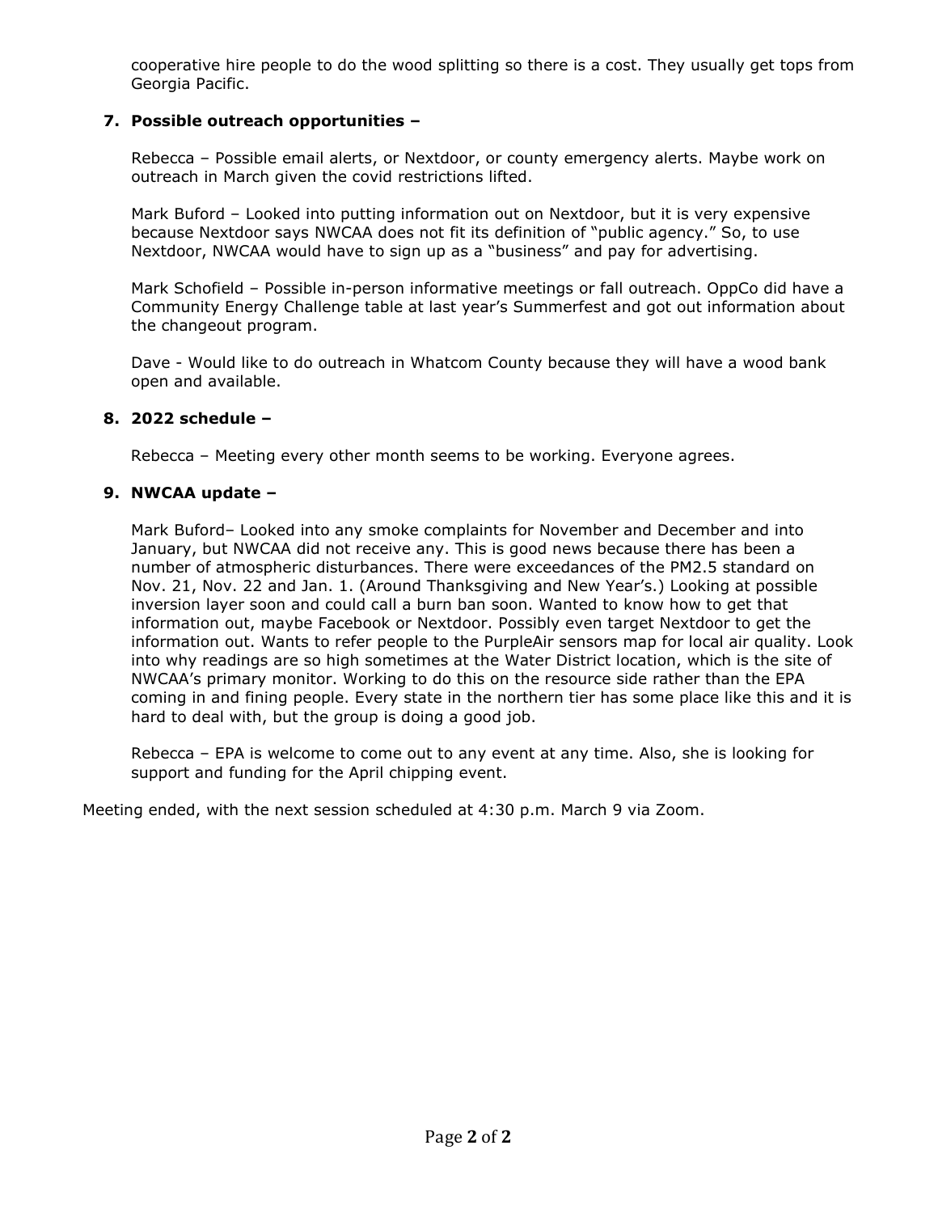cooperative hire people to do the wood splitting so there is a cost. They usually get tops from Georgia Pacific.

7. **Possible outreach opportunities –**

   Rebecca – Possible email alerts, or Nextdoor, or county emergency alerts. Maybe work on outreach in March given the covid restrictions lifted.

   Mark Buford – Looked into putting information out on Nextdoor, but it is very expensive because Nextdoor says NWCAA does not fit its definition of "public agency." So, to use Nextdoor, NWCAA would have to sign up as a "business" and pay for advertising.

   Mark Schofield – Possible in-person informative meetings or fall outreach. OppCo did have a Community Energy Challenge table at last year's Summerfest and got out information about the changeout program.

   Dave - Would like to do outreach in Whatcom County because they will have a wood bank open and available.

8. **2022 schedule –**

   Rebecca – Meeting every other month seems to be working. Everyone agrees.

9. **NWCAA update –**

   Mark Buford– Looked into any smoke complaints for November and December and into January, but NWCAA did not receive any. This is good news because there has been a number of atmospheric disturbances. There were exceedances of the PM2.5 standard on Nov. 21, Nov. 22 and Jan. 1. (Around Thanksgiving and New Year's.) Looking at possible inversion layer soon and could call a burn ban soon. Wanted to know how to get that information out, maybe Facebook or Nextdoor. Possibly even target Nextdoor to get the information out. Wants to refer people to the PurpleAir sensors map for local air quality. Look into why readings are so high sometimes at the Water District location, which is the site of NWCAA's primary monitor. Working to do this on the resource side rather than the EPA coming in and fining people. Every state in the northern tier has some place like this and it is hard to deal with, but the group is doing a good job.

   Rebecca – EPA is welcome to come out to any event at any time. Also, she is looking for support and funding for the April chipping event.

Meeting ended, with the next session scheduled at 4:30 p.m. March 9 via Zoom.